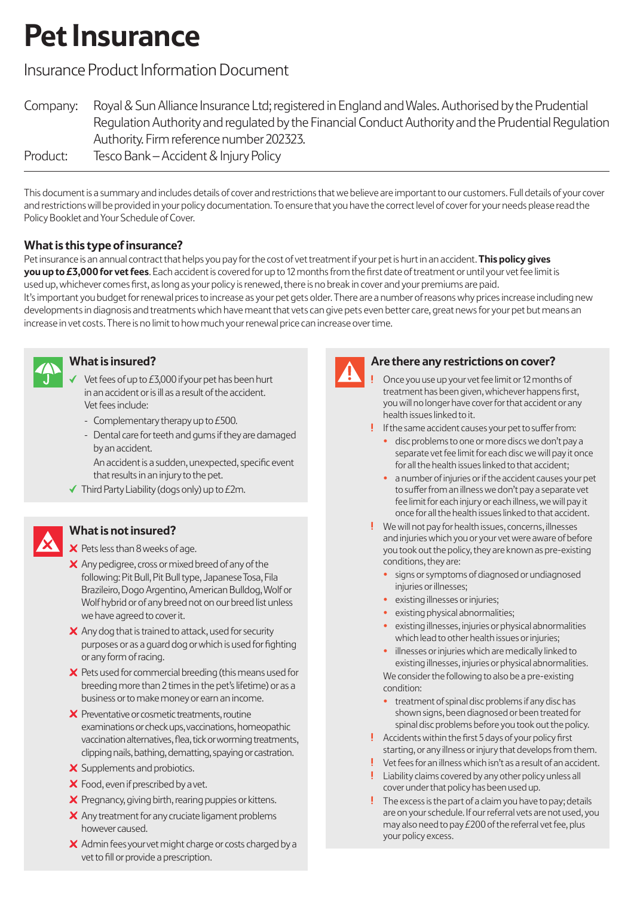# Pet Insurance

## Insurance Product Information Document

Company: Royal & Sun Alliance Insurance Ltd; registered in England and Wales. Authorised by the Prudential Regulation Authority and regulated by the Financial Conduct Authority and the Prudential Regulation Authority. Firm reference number 202323.

Product: Tesco Bank – Accident & Injury Policy

This document is a summary and includes details of cover and restrictions that we believe are important to our customers. Full details of your cover and restrictions will be provided in your policy documentation. To ensure that you have the correct level of cover for your needs please read the Policy Booklet and Your Schedule of Cover.

### What is this type of insurance?

Pet insurance is an annual contract that helps you pay for the cost of vet treatment if your pet is hurt in an accident. **This policy gives you up to £3,000 for vet fees**. Each accident is covered for up to 12 months from the first date of treatment or until your vet fee limit is used up, whichever comes first, as long as your policy is renewed, there is no break in cover and your premiums are paid.

It's important you budget for renewal prices to increase as your pet gets older. There are a number of reasons why prices increase including new developments in diagnosis and treatments which have meant that vets can give pets even better care, great news for your pet but means an increase in vet costs. There is no limit to how much your renewal price can increase over time.

### What is insured?

- ✓ Vet fees of up to £3,000 if your pet has been hurt in an accident or is ill as a result of the accident. Vet fees include:
  - Complementary therapy up to £500.
  - Dental care for teeth and gums if they are damaged by an accident.

  An accident is a sudden, unexpected, specific event that results in an injury to the pet.
- ✓ Third Party Liability (dogs only) up to £2m.

### What is not insured?

- ✗ Pets less than 8 weeks of age.
- ✗ Any pedigree, cross or mixed breed of any of the following: Pit Bull, Pit Bull type, Japanese Tosa, Fila Brazileiro, Dogo Argentino, American Bulldog, Wolf or Wolf hybrid or of any breed not on our breed list unless we have agreed to cover it.
- ✗ Any dog that is trained to attack, used for security purposes or as a guard dog or which is used for fighting or any form of racing.
- ✗ Pets used for commercial breeding (this means used for breeding more than 2 times in the pet's lifetime) or as a business or to make money or earn an income.
- ✗ Preventative or cosmetic treatments, routine examinations or check ups, vaccinations, homeopathic vaccination alternatives, flea, tick or worming treatments, clipping nails, bathing, dematting, spaying or castration.
- ✗ Supplements and probiotics.
- ✗ Food, even if prescribed by a vet.
- ✗ Pregnancy, giving birth, rearing puppies or kittens.
- ✗ Any treatment for any cruciate ligament problems however caused.
- ✗ Admin fees your vet might charge or costs charged by a vet to fill or provide a prescription.

### Are there any restrictions on cover?

- ! Once you use up your vet fee limit or 12 months of treatment has been given, whichever happens first, you will no longer have cover for that accident or any health issues linked to it.
- ! If the same accident causes your pet to suffer from:
  - disc problems to one or more discs we don't pay a separate vet fee limit for each disc we will pay it once for all the health issues linked to that accident;
  - a number of injuries or if the accident causes your pet to suffer from an illness we don't pay a separate vet fee limit for each injury or each illness, we will pay it once for all the health issues linked to that accident.
- ! We will not pay for health issues, concerns, illnesses and injuries which you or your vet were aware of before you took out the policy, they are known as pre-existing conditions, they are:
  - signs or symptoms of diagnosed or undiagnosed injuries or illnesses;
  - existing illnesses or injuries;
  - existing physical abnormalities;
  - existing illnesses, injuries or physical abnormalities which lead to other health issues or injuries;
  - illnesses or injuries which are medically linked to existing illnesses, injuries or physical abnormalities.

  We consider the following to also be a pre-existing condition:
  - treatment of spinal disc problems if any disc has shown signs, been diagnosed or been treated for spinal disc problems before you took out the policy.
- ! Accidents within the first 5 days of your policy first starting, or any illness or injury that develops from them.
- ! Vet fees for an illness which isn't as a result of an accident.
- ! Liability claims covered by any other policy unless all cover under that policy has been used up.
- ! The excess is the part of a claim you have to pay; details are on your schedule. If our referral vets are not used, you may also need to pay £200 of the referral vet fee, plus your policy excess.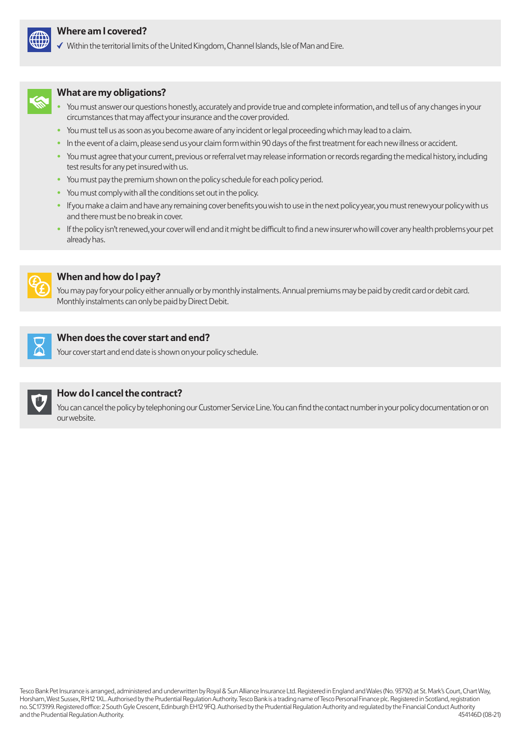## Where am I covered?

✓ Within the territorial limits of the United Kingdom, Channel Islands, Isle of Man and Eire.

## What are my obligations?

- You must answer our questions honestly, accurately and provide true and complete information, and tell us of any changes in your circumstances that may affect your insurance and the cover provided.
- You must tell us as soon as you become aware of any incident or legal proceeding which may lead to a claim.
- In the event of a claim, please send us your claim form within 90 days of the first treatment for each new illness or accident.
- You must agree that your current, previous or referral vet may release information or records regarding the medical history, including test results for any pet insured with us.
- You must pay the premium shown on the policy schedule for each policy period.
- You must comply with all the conditions set out in the policy.
- If you make a claim and have any remaining cover benefits you wish to use in the next policy year, you must renew your policy with us and there must be no break in cover.
- If the policy isn't renewed, your cover will end and it might be difficult to find a new insurer who will cover any health problems your pet already has.

## When and how do I pay?

You may pay for your policy either annually or by monthly instalments. Annual premiums may be paid by credit card or debit card. Monthly instalments can only be paid by Direct Debit.

## When does the cover start and end?

Your cover start and end date is shown on your policy schedule.

## How do I cancel the contract?

You can cancel the policy by telephoning our Customer Service Line. You can find the contact number in your policy documentation or on our website.

Tesco Bank Pet Insurance is arranged, administered and underwritten by Royal & Sun Alliance Insurance Ltd. Registered in England and Wales (No. 93792) at St. Mark's Court, Chart Way, Horsham, West Sussex, RH12 1XL. Authorised by the Prudential Regulation Authority. Tesco Bank is a trading name of Tesco Personal Finance plc. Registered in Scotland, registration no. SC173199. Registered office: 2 South Gyle Crescent, Edinburgh EH12 9FQ. Authorised by the Prudential Regulation Authority and regulated by the Financial Conduct Authority and the Prudential Regulation Authority.

454146D (08-21)